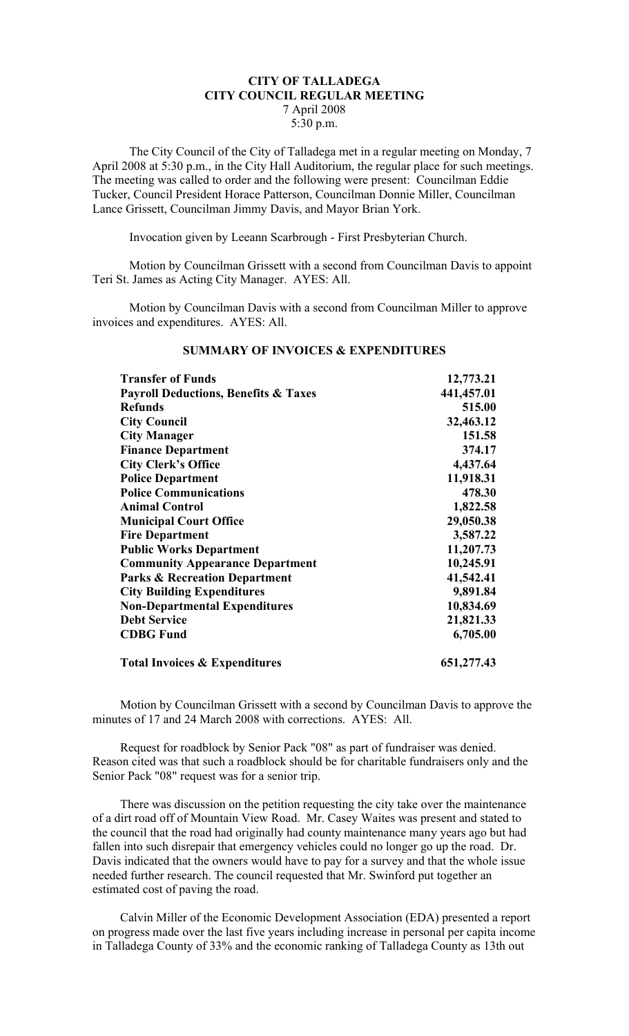# CITY OF TALLADEGA
## CITY COUNCIL REGULAR MEETING
7 April 2008
5:30 p.m.

The City Council of the City of Talladega met in a regular meeting on Monday, 7 April 2008 at 5:30 p.m., in the City Hall Auditorium, the regular place for such meetings. The meeting was called to order and the following were present: Councilman Eddie Tucker, Council President Horace Patterson, Councilman Donnie Miller, Councilman Lance Grissett, Councilman Jimmy Davis, and Mayor Brian York.

Invocation given by Leeann Scarbrough - First Presbyterian Church.

Motion by Councilman Grissett with a second from Councilman Davis to appoint Teri St. James as Acting City Manager. AYES: All.

Motion by Councilman Davis with a second from Councilman Miller to approve invoices and expenditures. AYES: All.

### SUMMARY OF INVOICES & EXPENDITURES

| | |
|---|---|
| **Transfer of Funds** | **12,773.21** |
| **Payroll Deductions, Benefits & Taxes** | **441,457.01** |
| **Refunds** | **515.00** |
| **City Council** | **32,463.12** |
| **City Manager** | **151.58** |
| **Finance Department** | **374.17** |
| **City Clerk's Office** | **4,437.64** |
| **Police Department** | **11,918.31** |
| **Police Communications** | **478.30** |
| **Animal Control** | **1,822.58** |
| **Municipal Court Office** | **29,050.38** |
| **Fire Department** | **3,587.22** |
| **Public Works Department** | **11,207.73** |
| **Community Appearance Department** | **10,245.91** |
| **Parks & Recreation Department** | **41,542.41** |
| **City Building Expenditures** | **9,891.84** |
| **Non-Departmental Expenditures** | **10,834.69** |
| **Debt Service** | **21,821.33** |
| **CDBG Fund** | **6,705.00** |
| **Total Invoices & Expenditures** | **651,277.43** |

Motion by Councilman Grissett with a second by Councilman Davis to approve the minutes of 17 and 24 March 2008 with corrections. AYES: All.

Request for roadblock by Senior Pack "08" as part of fundraiser was denied. Reason cited was that such a roadblock should be for charitable fundraisers only and the Senior Pack "08" request was for a senior trip.

There was discussion on the petition requesting the city take over the maintenance of a dirt road off of Mountain View Road. Mr. Casey Waites was present and stated to the council that the road had originally had county maintenance many years ago but had fallen into such disrepair that emergency vehicles could no longer go up the road. Dr. Davis indicated that the owners would have to pay for a survey and that the whole issue needed further research. The council requested that Mr. Swinford put together an estimated cost of paving the road.

Calvin Miller of the Economic Development Association (EDA) presented a report on progress made over the last five years including increase in personal per capita income in Talladega County of 33% and the economic ranking of Talladega County as 13th out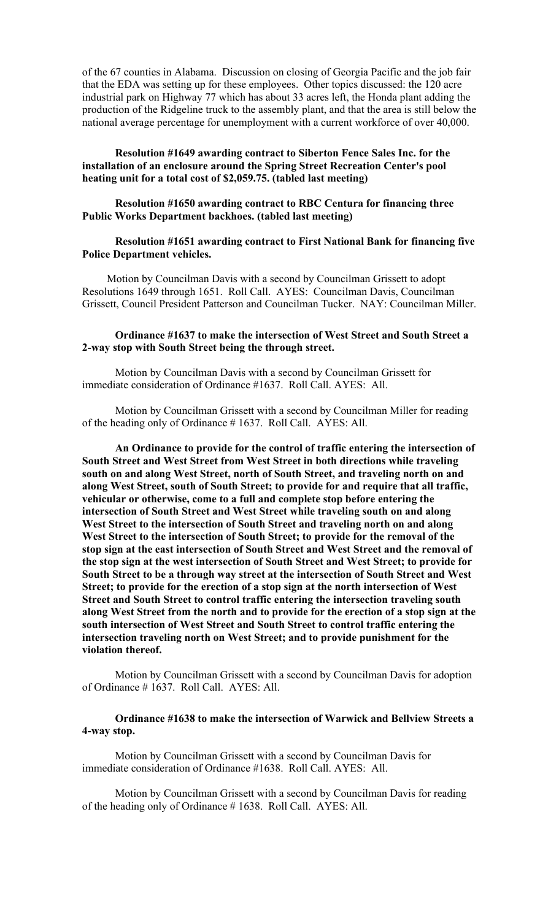of the 67 counties in Alabama. Discussion on closing of Georgia Pacific and the job fair that the EDA was setting up for these employees. Other topics discussed: the 120 acre industrial park on Highway 77 which has about 33 acres left, the Honda plant adding the production of the Ridgeline truck to the assembly plant, and that the area is still below the national average percentage for unemployment with a current workforce of over 40,000.

**Resolution #1649 awarding contract to Siberton Fence Sales Inc. for the installation of an enclosure around the Spring Street Recreation Center's pool heating unit for a total cost of $2,059.75. (tabled last meeting)**

**Resolution #1650 awarding contract to RBC Centura for financing three Public Works Department backhoes. (tabled last meeting)**

**Resolution #1651 awarding contract to First National Bank for financing five Police Department vehicles.**

Motion by Councilman Davis with a second by Councilman Grissett to adopt Resolutions 1649 through 1651. Roll Call. AYES: Councilman Davis, Councilman Grissett, Council President Patterson and Councilman Tucker. NAY: Councilman Miller.

**Ordinance #1637 to make the intersection of West Street and South Street a 2-way stop with South Street being the through street.**

Motion by Councilman Davis with a second by Councilman Grissett for immediate consideration of Ordinance #1637. Roll Call. AYES: All.

Motion by Councilman Grissett with a second by Councilman Miller for reading of the heading only of Ordinance # 1637. Roll Call. AYES: All.

**An Ordinance to provide for the control of traffic entering the intersection of South Street and West Street from West Street in both directions while traveling south on and along West Street, north of South Street, and traveling north on and along West Street, south of South Street; to provide for and require that all traffic, vehicular or otherwise, come to a full and complete stop before entering the intersection of South Street and West Street while traveling south on and along West Street to the intersection of South Street and traveling north on and along West Street to the intersection of South Street; to provide for the removal of the stop sign at the east intersection of South Street and West Street and the removal of the stop sign at the west intersection of South Street and West Street; to provide for South Street to be a through way street at the intersection of South Street and West Street; to provide for the erection of a stop sign at the north intersection of West Street and South Street to control traffic entering the intersection traveling south along West Street from the north and to provide for the erection of a stop sign at the south intersection of West Street and South Street to control traffic entering the intersection traveling north on West Street; and to provide punishment for the violation thereof.**

Motion by Councilman Grissett with a second by Councilman Davis for adoption of Ordinance # 1637. Roll Call. AYES: All.

**Ordinance #1638 to make the intersection of Warwick and Bellview Streets a 4-way stop.**

Motion by Councilman Grissett with a second by Councilman Davis for immediate consideration of Ordinance #1638. Roll Call. AYES: All.

Motion by Councilman Grissett with a second by Councilman Davis for reading of the heading only of Ordinance # 1638. Roll Call. AYES: All.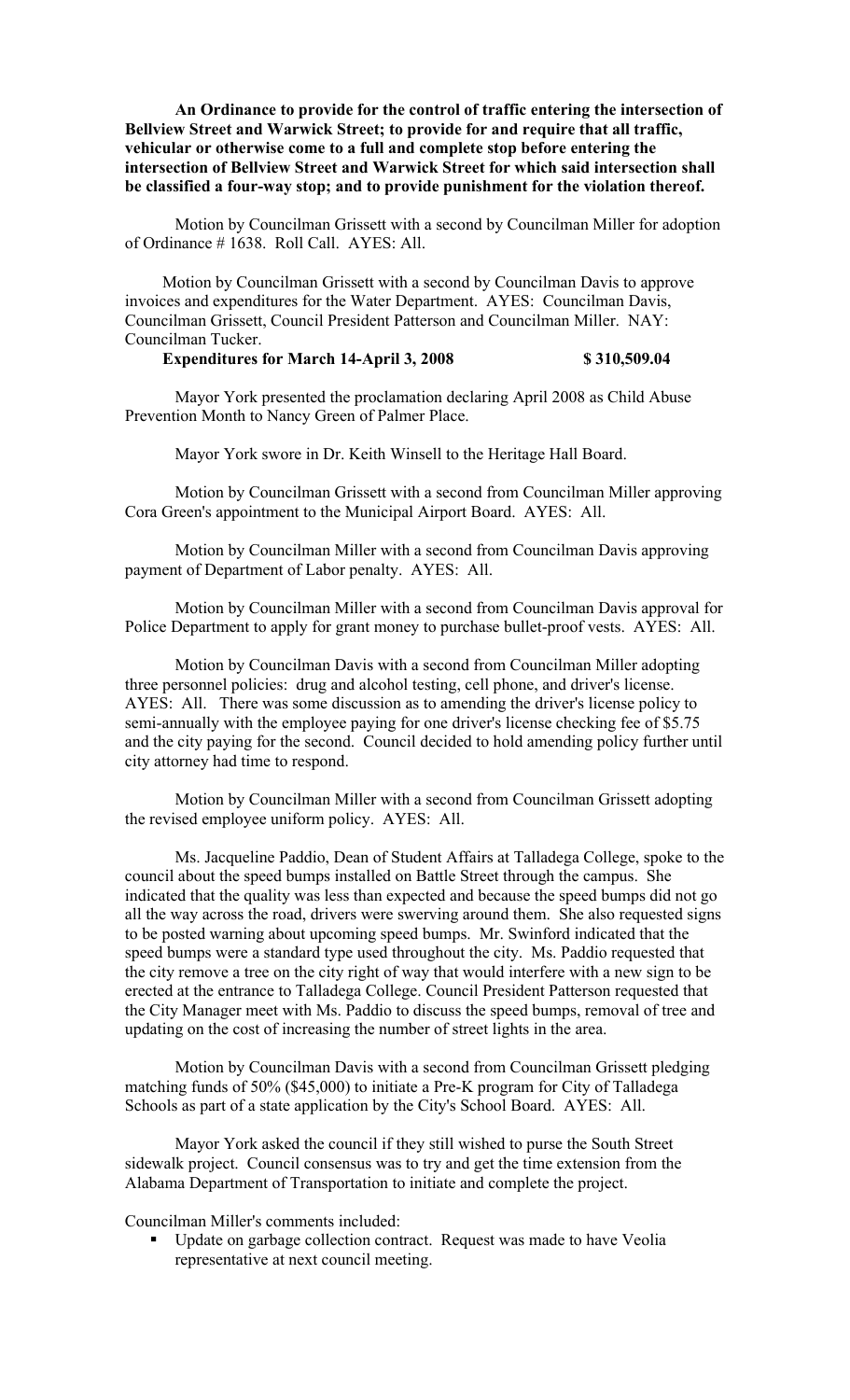**An Ordinance to provide for the control of traffic entering the intersection of Bellview Street and Warwick Street; to provide for and require that all traffic, vehicular or otherwise come to a full and complete stop before entering the intersection of Bellview Street and Warwick Street for which said intersection shall be classified a four-way stop; and to provide punishment for the violation thereof.**

Motion by Councilman Grissett with a second by Councilman Miller for adoption of Ordinance # 1638. Roll Call. AYES: All.

Motion by Councilman Grissett with a second by Councilman Davis to approve invoices and expenditures for the Water Department. AYES: Councilman Davis, Councilman Grissett, Council President Patterson and Councilman Miller. NAY: Councilman Tucker.

**Expenditures for March 14-April 3, 2008 $ 310,509.04**

Mayor York presented the proclamation declaring April 2008 as Child Abuse Prevention Month to Nancy Green of Palmer Place.

Mayor York swore in Dr. Keith Winsell to the Heritage Hall Board.

Motion by Councilman Grissett with a second from Councilman Miller approving Cora Green's appointment to the Municipal Airport Board. AYES: All.

Motion by Councilman Miller with a second from Councilman Davis approving payment of Department of Labor penalty. AYES: All.

Motion by Councilman Miller with a second from Councilman Davis approval for Police Department to apply for grant money to purchase bullet-proof vests. AYES: All.

Motion by Councilman Davis with a second from Councilman Miller adopting three personnel policies: drug and alcohol testing, cell phone, and driver's license. AYES: All. There was some discussion as to amending the driver's license policy to semi-annually with the employee paying for one driver's license checking fee of $5.75 and the city paying for the second. Council decided to hold amending policy further until city attorney had time to respond.

Motion by Councilman Miller with a second from Councilman Grissett adopting the revised employee uniform policy. AYES: All.

Ms. Jacqueline Paddio, Dean of Student Affairs at Talladega College, spoke to the council about the speed bumps installed on Battle Street through the campus. She indicated that the quality was less than expected and because the speed bumps did not go all the way across the road, drivers were swerving around them. She also requested signs to be posted warning about upcoming speed bumps. Mr. Swinford indicated that the speed bumps were a standard type used throughout the city. Ms. Paddio requested that the city remove a tree on the city right of way that would interfere with a new sign to be erected at the entrance to Talladega College. Council President Patterson requested that the City Manager meet with Ms. Paddio to discuss the speed bumps, removal of tree and updating on the cost of increasing the number of street lights in the area.

Motion by Councilman Davis with a second from Councilman Grissett pledging matching funds of 50% ($45,000) to initiate a Pre-K program for City of Talladega Schools as part of a state application by the City's School Board. AYES: All.

Mayor York asked the council if they still wished to purse the South Street sidewalk project. Council consensus was to try and get the time extension from the Alabama Department of Transportation to initiate and complete the project.

Councilman Miller's comments included:

- Update on garbage collection contract. Request was made to have Veolia representative at next council meeting.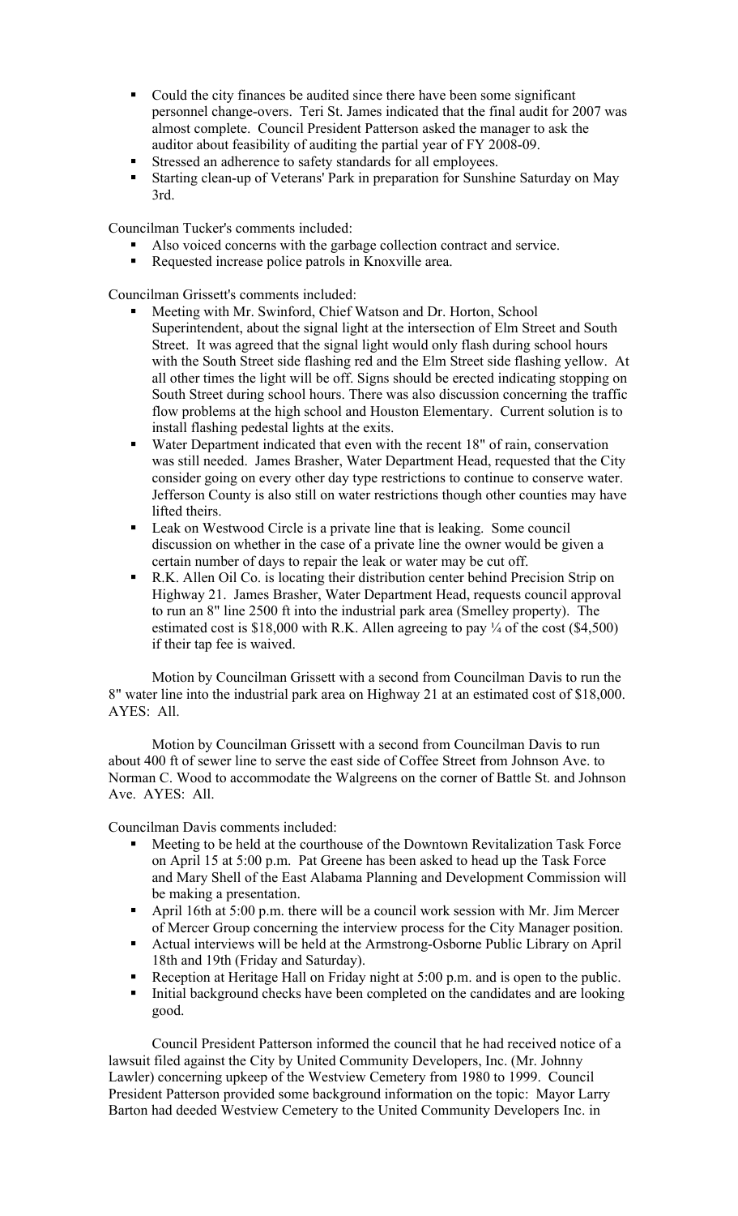- Could the city finances be audited since there have been some significant personnel change-overs. Teri St. James indicated that the final audit for 2007 was almost complete. Council President Patterson asked the manager to ask the auditor about feasibility of auditing the partial year of FY 2008-09.
- Stressed an adherence to safety standards for all employees.
- Starting clean-up of Veterans' Park in preparation for Sunshine Saturday on May 3rd.

Councilman Tucker's comments included:

- Also voiced concerns with the garbage collection contract and service.
- Requested increase police patrols in Knoxville area.

Councilman Grissett's comments included:

- Meeting with Mr. Swinford, Chief Watson and Dr. Horton, School Superintendent, about the signal light at the intersection of Elm Street and South Street. It was agreed that the signal light would only flash during school hours with the South Street side flashing red and the Elm Street side flashing yellow. At all other times the light will be off. Signs should be erected indicating stopping on South Street during school hours. There was also discussion concerning the traffic flow problems at the high school and Houston Elementary. Current solution is to install flashing pedestal lights at the exits.
- Water Department indicated that even with the recent 18" of rain, conservation was still needed. James Brasher, Water Department Head, requested that the City consider going on every other day type restrictions to continue to conserve water. Jefferson County is also still on water restrictions though other counties may have lifted theirs.
- Leak on Westwood Circle is a private line that is leaking. Some council discussion on whether in the case of a private line the owner would be given a certain number of days to repair the leak or water may be cut off.
- R.K. Allen Oil Co. is locating their distribution center behind Precision Strip on Highway 21. James Brasher, Water Department Head, requests council approval to run an 8" line 2500 ft into the industrial park area (Smelley property). The estimated cost is $18,000 with R.K. Allen agreeing to pay ¼ of the cost ($4,500) if their tap fee is waived.

Motion by Councilman Grissett with a second from Councilman Davis to run the 8" water line into the industrial park area on Highway 21 at an estimated cost of $18,000. AYES: All.

Motion by Councilman Grissett with a second from Councilman Davis to run about 400 ft of sewer line to serve the east side of Coffee Street from Johnson Ave. to Norman C. Wood to accommodate the Walgreens on the corner of Battle St. and Johnson Ave. AYES: All.

Councilman Davis comments included:

- Meeting to be held at the courthouse of the Downtown Revitalization Task Force on April 15 at 5:00 p.m. Pat Greene has been asked to head up the Task Force and Mary Shell of the East Alabama Planning and Development Commission will be making a presentation.
- April 16th at 5:00 p.m. there will be a council work session with Mr. Jim Mercer of Mercer Group concerning the interview process for the City Manager position.
- Actual interviews will be held at the Armstrong-Osborne Public Library on April 18th and 19th (Friday and Saturday).
- Reception at Heritage Hall on Friday night at 5:00 p.m. and is open to the public.
- Initial background checks have been completed on the candidates and are looking good.

Council President Patterson informed the council that he had received notice of a lawsuit filed against the City by United Community Developers, Inc. (Mr. Johnny Lawler) concerning upkeep of the Westview Cemetery from 1980 to 1999. Council President Patterson provided some background information on the topic: Mayor Larry Barton had deeded Westview Cemetery to the United Community Developers Inc. in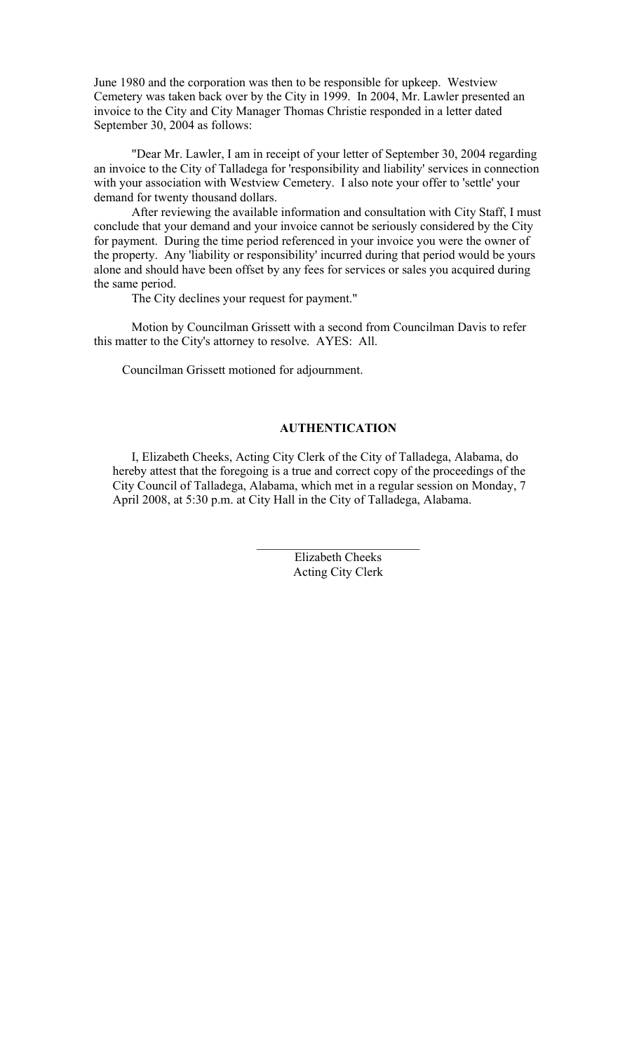June 1980 and the corporation was then to be responsible for upkeep. Westview Cemetery was taken back over by the City in 1999. In 2004, Mr. Lawler presented an invoice to the City and City Manager Thomas Christie responded in a letter dated September 30, 2004 as follows:

"Dear Mr. Lawler, I am in receipt of your letter of September 30, 2004 regarding an invoice to the City of Talladega for 'responsibility and liability' services in connection with your association with Westview Cemetery. I also note your offer to 'settle' your demand for twenty thousand dollars.

After reviewing the available information and consultation with City Staff, I must conclude that your demand and your invoice cannot be seriously considered by the City for payment. During the time period referenced in your invoice you were the owner of the property. Any 'liability or responsibility' incurred during that period would be yours alone and should have been offset by any fees for services or sales you acquired during the same period.

The City declines your request for payment."

Motion by Councilman Grissett with a second from Councilman Davis to refer this matter to the City's attorney to resolve. AYES: All.

Councilman Grissett motioned for adjournment.

**AUTHENTICATION**

I, Elizabeth Cheeks, Acting City Clerk of the City of Talladega, Alabama, do hereby attest that the foregoing is a true and correct copy of the proceedings of the City Council of Talladega, Alabama, which met in a regular session on Monday, 7 April 2008, at 5:30 p.m. at City Hall in the City of Talladega, Alabama.

\_\_\_\_\_\_\_\_\_\_\_\_\_\_\_\_\_\_\_\_\_\_\_\_\_\_

Elizabeth Cheeks
Acting City Clerk